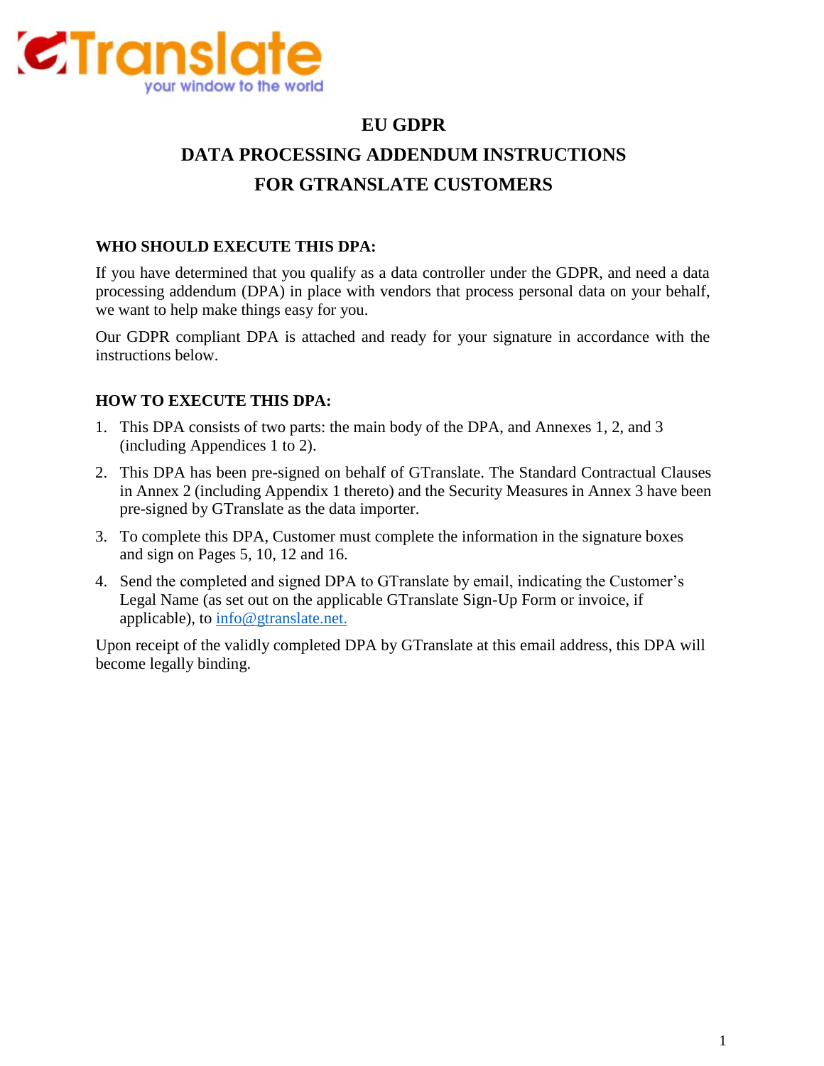GTranslate
your window to the world

# EU GDPR
# DATA PROCESSING ADDENDUM INSTRUCTIONS
# FOR GTRANSLATE CUSTOMERS

**WHO SHOULD EXECUTE THIS DPA:**

If you have determined that you qualify as a data controller under the GDPR, and need a data processing addendum (DPA) in place with vendors that process personal data on your behalf, we want to help make things easy for you.

Our GDPR compliant DPA is attached and ready for your signature in accordance with the instructions below.

**HOW TO EXECUTE THIS DPA:**

1. This DPA consists of two parts: the main body of the DPA, and Annexes 1, 2, and 3 (including Appendices 1 to 2).
2. This DPA has been pre-signed on behalf of GTranslate. The Standard Contractual Clauses in Annex 2 (including Appendix 1 thereto) and the Security Measures in Annex 3 have been pre-signed by GTranslate as the data importer.
3. To complete this DPA, Customer must complete the information in the signature boxes and sign on Pages 5, 10, 12 and 16.
4. Send the completed and signed DPA to GTranslate by email, indicating the Customer's Legal Name (as set out on the applicable GTranslate Sign-Up Form or invoice, if applicable), to info@gtranslate.net.

Upon receipt of the validly completed DPA by GTranslate at this email address, this DPA will become legally binding.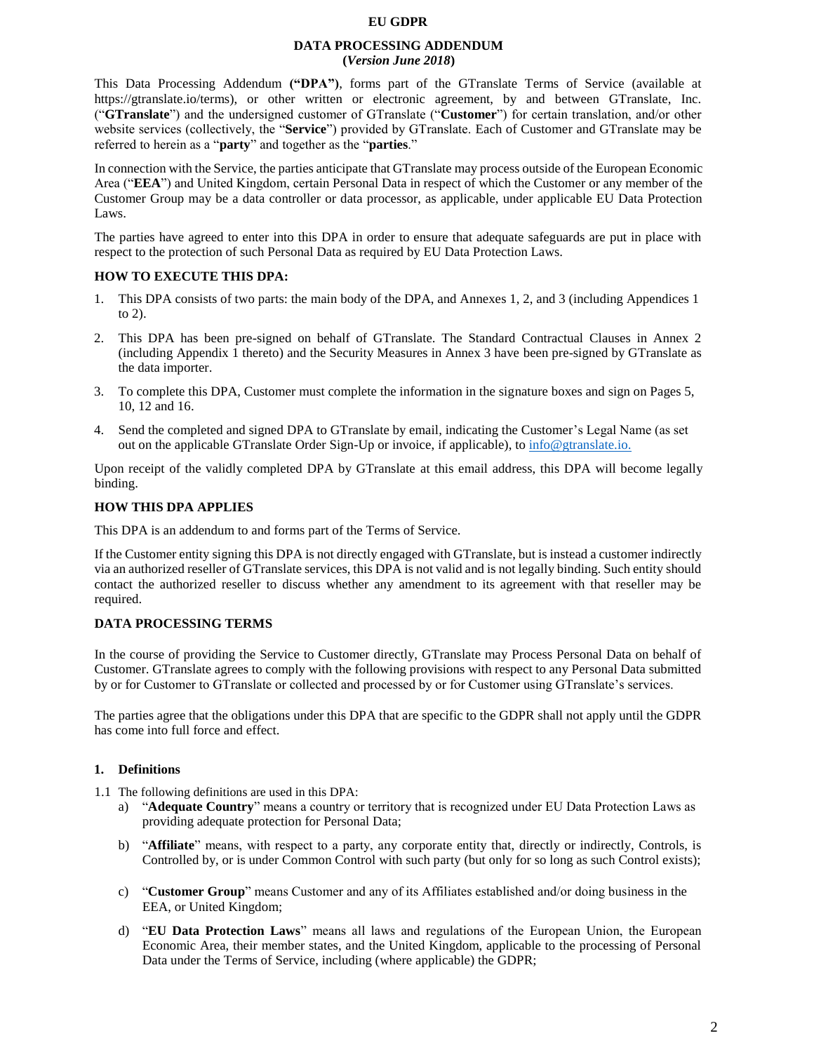# EU GDPR

## DATA PROCESSING ADDENDUM
**(*Version June 2018*)**

This Data Processing Addendum **("DPA")**, forms part of the GTranslate Terms of Service (available at https://gtranslate.io/terms), or other written or electronic agreement, by and between GTranslate, Inc. ("**GTranslate**") and the undersigned customer of GTranslate ("**Customer**") for certain translation, and/or other website services (collectively, the "**Service**") provided by GTranslate. Each of Customer and GTranslate may be referred to herein as a "**party**" and together as the "**parties**."

In connection with the Service, the parties anticipate that GTranslate may process outside of the European Economic Area ("**EEA**") and United Kingdom, certain Personal Data in respect of which the Customer or any member of the Customer Group may be a data controller or data processor, as applicable, under applicable EU Data Protection Laws.

The parties have agreed to enter into this DPA in order to ensure that adequate safeguards are put in place with respect to the protection of such Personal Data as required by EU Data Protection Laws.

### HOW TO EXECUTE THIS DPA:

1. This DPA consists of two parts: the main body of the DPA, and Annexes 1, 2, and 3 (including Appendices 1 to 2).
2. This DPA has been pre-signed on behalf of GTranslate. The Standard Contractual Clauses in Annex 2 (including Appendix 1 thereto) and the Security Measures in Annex 3 have been pre-signed by GTranslate as the data importer.
3. To complete this DPA, Customer must complete the information in the signature boxes and sign on Pages 5, 10, 12 and 16.
4. Send the completed and signed DPA to GTranslate by email, indicating the Customer's Legal Name (as set out on the applicable GTranslate Order Sign-Up or invoice, if applicable), to info@gtranslate.io.

Upon receipt of the validly completed DPA by GTranslate at this email address, this DPA will become legally binding.

### HOW THIS DPA APPLIES

This DPA is an addendum to and forms part of the Terms of Service.

If the Customer entity signing this DPA is not directly engaged with GTranslate, but is instead a customer indirectly via an authorized reseller of GTranslate services, this DPA is not valid and is not legally binding. Such entity should contact the authorized reseller to discuss whether any amendment to its agreement with that reseller may be required.

### DATA PROCESSING TERMS

In the course of providing the Service to Customer directly, GTranslate may Process Personal Data on behalf of Customer. GTranslate agrees to comply with the following provisions with respect to any Personal Data submitted by or for Customer to GTranslate or collected and processed by or for Customer using GTranslate's services.

The parties agree that the obligations under this DPA that are specific to the GDPR shall not apply until the GDPR has come into full force and effect.

### 1. Definitions

1.1 The following definitions are used in this DPA:

a) "**Adequate Country**" means a country or territory that is recognized under EU Data Protection Laws as providing adequate protection for Personal Data;

b) "**Affiliate**" means, with respect to a party, any corporate entity that, directly or indirectly, Controls, is Controlled by, or is under Common Control with such party (but only for so long as such Control exists);

c) "**Customer Group**" means Customer and any of its Affiliates established and/or doing business in the EEA, or United Kingdom;

d) "**EU Data Protection Laws**" means all laws and regulations of the European Union, the European Economic Area, their member states, and the United Kingdom, applicable to the processing of Personal Data under the Terms of Service, including (where applicable) the GDPR;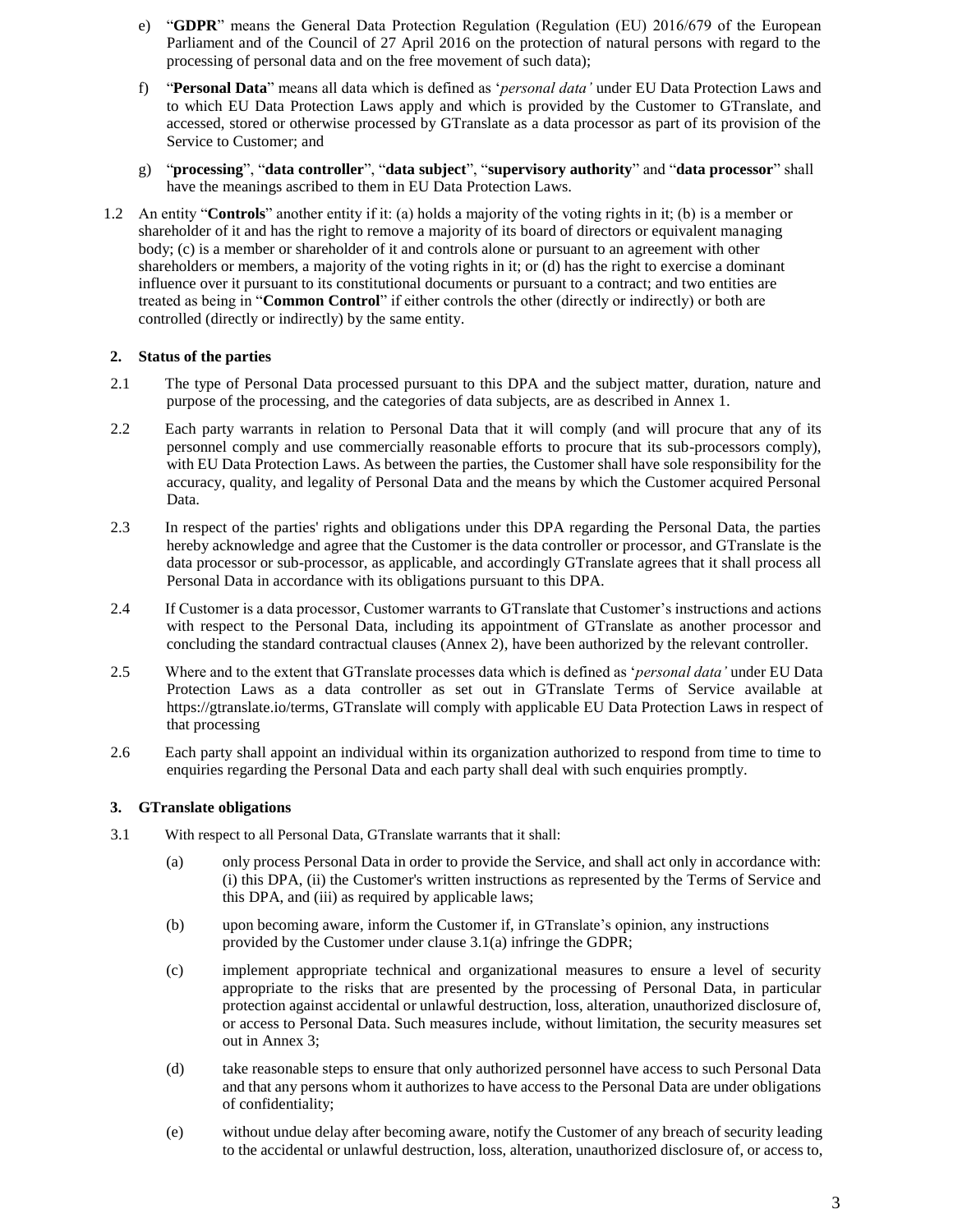e) "**GDPR**" means the General Data Protection Regulation (Regulation (EU) 2016/679 of the European Parliament and of the Council of 27 April 2016 on the protection of natural persons with regard to the processing of personal data and on the free movement of such data);

f) "**Personal Data**" means all data which is defined as '*personal data'* under EU Data Protection Laws and to which EU Data Protection Laws apply and which is provided by the Customer to GTranslate, and accessed, stored or otherwise processed by GTranslate as a data processor as part of its provision of the Service to Customer; and

g) "**processing**", "**data controller**", "**data subject**", "**supervisory authority**" and "**data processor**" shall have the meanings ascribed to them in EU Data Protection Laws.

1.2 An entity "**Controls**" another entity if it: (a) holds a majority of the voting rights in it; (b) is a member or shareholder of it and has the right to remove a majority of its board of directors or equivalent managing body; (c) is a member or shareholder of it and controls alone or pursuant to an agreement with other shareholders or members, a majority of the voting rights in it; or (d) has the right to exercise a dominant influence over it pursuant to its constitutional documents or pursuant to a contract; and two entities are treated as being in "**Common Control**" if either controls the other (directly or indirectly) or both are controlled (directly or indirectly) by the same entity.

## 2. Status of the parties

2.1 The type of Personal Data processed pursuant to this DPA and the subject matter, duration, nature and purpose of the processing, and the categories of data subjects, are as described in Annex 1.

2.2 Each party warrants in relation to Personal Data that it will comply (and will procure that any of its personnel comply and use commercially reasonable efforts to procure that its sub-processors comply), with EU Data Protection Laws. As between the parties, the Customer shall have sole responsibility for the accuracy, quality, and legality of Personal Data and the means by which the Customer acquired Personal Data.

2.3 In respect of the parties' rights and obligations under this DPA regarding the Personal Data, the parties hereby acknowledge and agree that the Customer is the data controller or processor, and GTranslate is the data processor or sub-processor, as applicable, and accordingly GTranslate agrees that it shall process all Personal Data in accordance with its obligations pursuant to this DPA.

2.4 If Customer is a data processor, Customer warrants to GTranslate that Customer's instructions and actions with respect to the Personal Data, including its appointment of GTranslate as another processor and concluding the standard contractual clauses (Annex 2), have been authorized by the relevant controller.

2.5 Where and to the extent that GTranslate processes data which is defined as '*personal data'* under EU Data Protection Laws as a data controller as set out in GTranslate Terms of Service available at https://gtranslate.io/terms, GTranslate will comply with applicable EU Data Protection Laws in respect of that processing

2.6 Each party shall appoint an individual within its organization authorized to respond from time to time to enquiries regarding the Personal Data and each party shall deal with such enquiries promptly.

## 3. GTranslate obligations

3.1 With respect to all Personal Data, GTranslate warrants that it shall:

(a) only process Personal Data in order to provide the Service, and shall act only in accordance with: (i) this DPA, (ii) the Customer's written instructions as represented by the Terms of Service and this DPA, and (iii) as required by applicable laws;

(b) upon becoming aware, inform the Customer if, in GTranslate's opinion, any instructions provided by the Customer under clause 3.1(a) infringe the GDPR;

(c) implement appropriate technical and organizational measures to ensure a level of security appropriate to the risks that are presented by the processing of Personal Data, in particular protection against accidental or unlawful destruction, loss, alteration, unauthorized disclosure of, or access to Personal Data. Such measures include, without limitation, the security measures set out in Annex 3;

(d) take reasonable steps to ensure that only authorized personnel have access to such Personal Data and that any persons whom it authorizes to have access to the Personal Data are under obligations of confidentiality;

(e) without undue delay after becoming aware, notify the Customer of any breach of security leading to the accidental or unlawful destruction, loss, alteration, unauthorized disclosure of, or access to,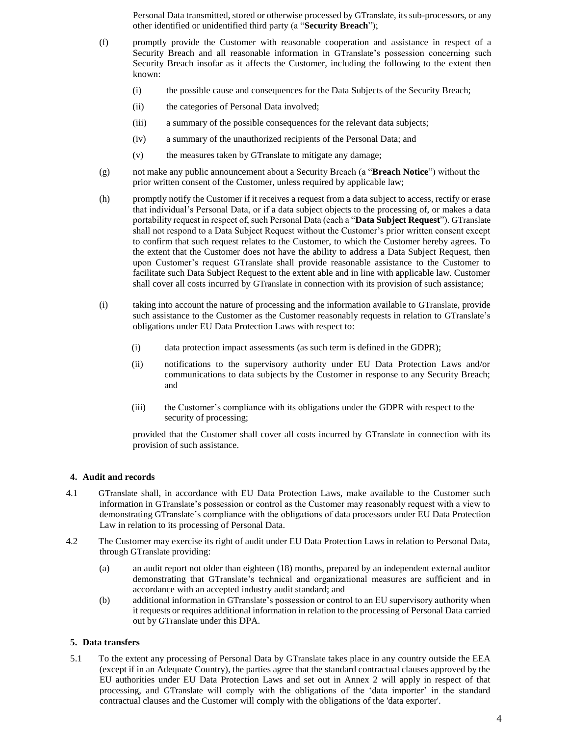Personal Data transmitted, stored or otherwise processed by GTranslate, its sub-processors, or any other identified or unidentified third party (a "**Security Breach**");

(f) promptly provide the Customer with reasonable cooperation and assistance in respect of a Security Breach and all reasonable information in GTranslate's possession concerning such Security Breach insofar as it affects the Customer, including the following to the extent then known:

  (i) the possible cause and consequences for the Data Subjects of the Security Breach;

  (ii) the categories of Personal Data involved;

  (iii) a summary of the possible consequences for the relevant data subjects;

  (iv) a summary of the unauthorized recipients of the Personal Data; and

  (v) the measures taken by GTranslate to mitigate any damage;

(g) not make any public announcement about a Security Breach (a "**Breach Notice**") without the prior written consent of the Customer, unless required by applicable law;

(h) promptly notify the Customer if it receives a request from a data subject to access, rectify or erase that individual's Personal Data, or if a data subject objects to the processing of, or makes a data portability request in respect of, such Personal Data (each a "**Data Subject Request**"). GTranslate shall not respond to a Data Subject Request without the Customer's prior written consent except to confirm that such request relates to the Customer, to which the Customer hereby agrees. To the extent that the Customer does not have the ability to address a Data Subject Request, then upon Customer's request GTranslate shall provide reasonable assistance to the Customer to facilitate such Data Subject Request to the extent able and in line with applicable law. Customer shall cover all costs incurred by GTranslate in connection with its provision of such assistance;

(i) taking into account the nature of processing and the information available to GTranslate, provide such assistance to the Customer as the Customer reasonably requests in relation to GTranslate's obligations under EU Data Protection Laws with respect to:

  (i) data protection impact assessments (as such term is defined in the GDPR);

  (ii) notifications to the supervisory authority under EU Data Protection Laws and/or communications to data subjects by the Customer in response to any Security Breach; and

  (iii) the Customer's compliance with its obligations under the GDPR with respect to the security of processing;

provided that the Customer shall cover all costs incurred by GTranslate in connection with its provision of such assistance.

## 4. Audit and records

4.1 GTranslate shall, in accordance with EU Data Protection Laws, make available to the Customer such information in GTranslate's possession or control as the Customer may reasonably request with a view to demonstrating GTranslate's compliance with the obligations of data processors under EU Data Protection Law in relation to its processing of Personal Data.

4.2 The Customer may exercise its right of audit under EU Data Protection Laws in relation to Personal Data, through GTranslate providing:

  (a) an audit report not older than eighteen (18) months, prepared by an independent external auditor demonstrating that GTranslate's technical and organizational measures are sufficient and in accordance with an accepted industry audit standard; and

  (b) additional information in GTranslate's possession or control to an EU supervisory authority when it requests or requires additional information in relation to the processing of Personal Data carried out by GTranslate under this DPA.

## 5. Data transfers

5.1 To the extent any processing of Personal Data by GTranslate takes place in any country outside the EEA (except if in an Adequate Country), the parties agree that the standard contractual clauses approved by the EU authorities under EU Data Protection Laws and set out in Annex 2 will apply in respect of that processing, and GTranslate will comply with the obligations of the 'data importer' in the standard contractual clauses and the Customer will comply with the obligations of the 'data exporter'.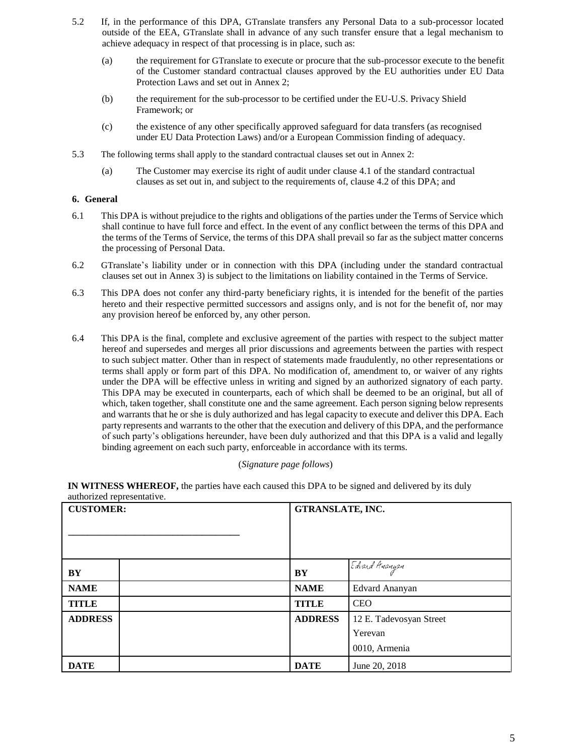5.2 If, in the performance of this DPA, GTranslate transfers any Personal Data to a sub-processor located outside of the EEA, GTranslate shall in advance of any such transfer ensure that a legal mechanism to achieve adequacy in respect of that processing is in place, such as:

(a) the requirement for GTranslate to execute or procure that the sub-processor execute to the benefit of the Customer standard contractual clauses approved by the EU authorities under EU Data Protection Laws and set out in Annex 2;

(b) the requirement for the sub-processor to be certified under the EU-U.S. Privacy Shield Framework; or

(c) the existence of any other specifically approved safeguard for data transfers (as recognised under EU Data Protection Laws) and/or a European Commission finding of adequacy.

5.3 The following terms shall apply to the standard contractual clauses set out in Annex 2:

(a) The Customer may exercise its right of audit under clause 4.1 of the standard contractual clauses as set out in, and subject to the requirements of, clause 4.2 of this DPA; and

## 6. General

6.1 This DPA is without prejudice to the rights and obligations of the parties under the Terms of Service which shall continue to have full force and effect. In the event of any conflict between the terms of this DPA and the terms of the Terms of Service, the terms of this DPA shall prevail so far as the subject matter concerns the processing of Personal Data.

6.2 GTranslate's liability under or in connection with this DPA (including under the standard contractual clauses set out in Annex 3) is subject to the limitations on liability contained in the Terms of Service.

6.3 This DPA does not confer any third-party beneficiary rights, it is intended for the benefit of the parties hereto and their respective permitted successors and assigns only, and is not for the benefit of, nor may any provision hereof be enforced by, any other person.

6.4 This DPA is the final, complete and exclusive agreement of the parties with respect to the subject matter hereof and supersedes and merges all prior discussions and agreements between the parties with respect to such subject matter. Other than in respect of statements made fraudulently, no other representations or terms shall apply or form part of this DPA. No modification of, amendment to, or waiver of any rights under the DPA will be effective unless in writing and signed by an authorized signatory of each party. This DPA may be executed in counterparts, each of which shall be deemed to be an original, but all of which, taken together, shall constitute one and the same agreement. Each person signing below represents and warrants that he or she is duly authorized and has legal capacity to execute and deliver this DPA. Each party represents and warrants to the other that the execution and delivery of this DPA, and the performance of such party's obligations hereunder, have been duly authorized and that this DPA is a valid and legally binding agreement on each such party, enforceable in accordance with its terms.

(*Signature page follows*)

**IN WITNESS WHEREOF,** the parties have each caused this DPA to be signed and delivered by its duly authorized representative.

| **CUSTOMER:** ______________________ | | **GTRANSLATE, INC.** | |
|---|---|---|---|
| **BY** | | **BY** | Edvard Ananyan |
| **NAME** | | **NAME** | Edvard Ananyan |
| **TITLE** | | **TITLE** | CEO |
| **ADDRESS** | | **ADDRESS** | 12 E. Tadevosyan Street<br>Yerevan<br>0010, Armenia |
| **DATE** | | **DATE** | June 20, 2018 |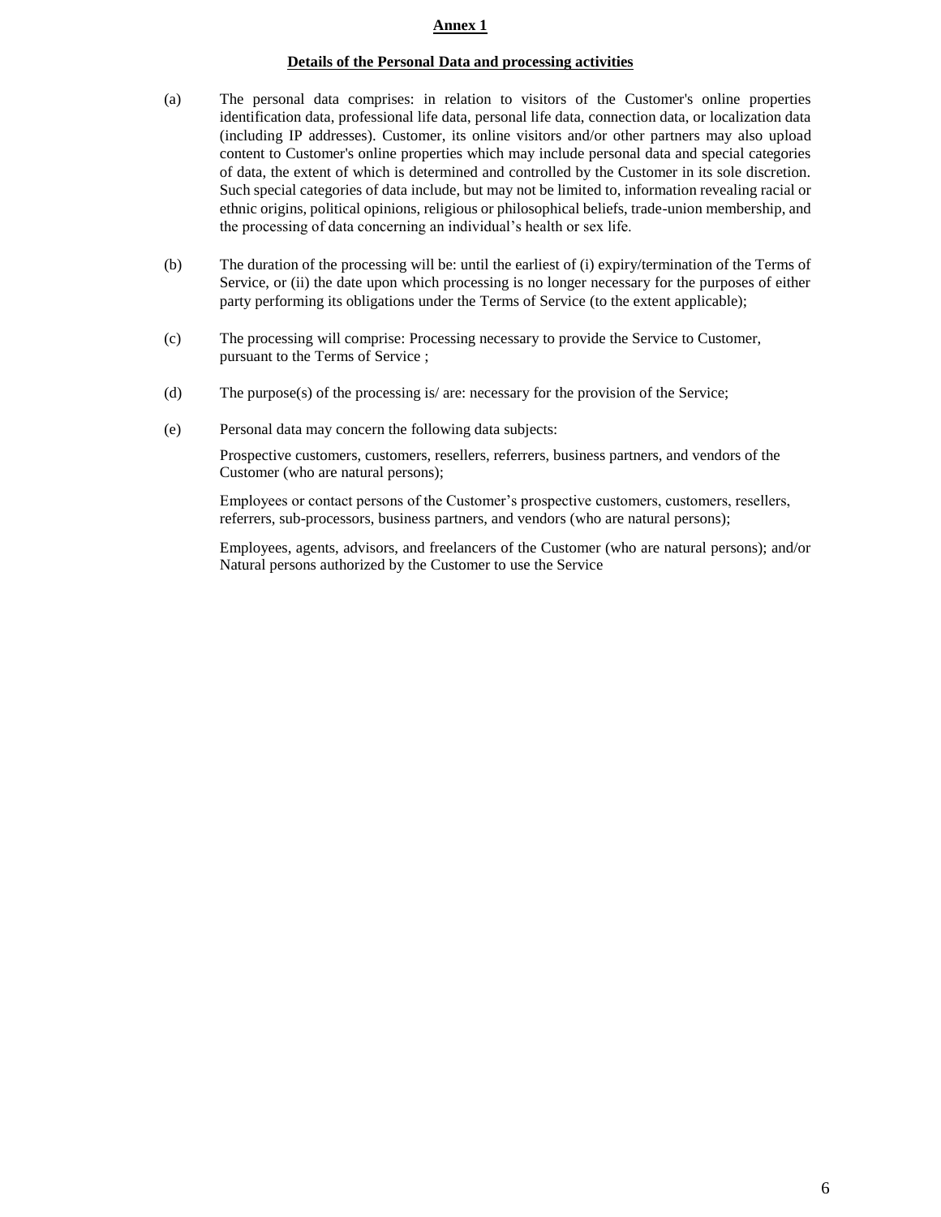# Annex 1

## Details of the Personal Data and processing activities

(a) The personal data comprises: in relation to visitors of the Customer's online properties identification data, professional life data, personal life data, connection data, or localization data (including IP addresses). Customer, its online visitors and/or other partners may also upload content to Customer's online properties which may include personal data and special categories of data, the extent of which is determined and controlled by the Customer in its sole discretion. Such special categories of data include, but may not be limited to, information revealing racial or ethnic origins, political opinions, religious or philosophical beliefs, trade-union membership, and the processing of data concerning an individual's health or sex life.

(b) The duration of the processing will be: until the earliest of (i) expiry/termination of the Terms of Service, or (ii) the date upon which processing is no longer necessary for the purposes of either party performing its obligations under the Terms of Service (to the extent applicable);

(c) The processing will comprise: Processing necessary to provide the Service to Customer, pursuant to the Terms of Service ;

(d) The purpose(s) of the processing is/ are: necessary for the provision of the Service;

(e) Personal data may concern the following data subjects:

Prospective customers, customers, resellers, referrers, business partners, and vendors of the Customer (who are natural persons);

Employees or contact persons of the Customer's prospective customers, customers, resellers, referrers, sub-processors, business partners, and vendors (who are natural persons);

Employees, agents, advisors, and freelancers of the Customer (who are natural persons); and/or Natural persons authorized by the Customer to use the Service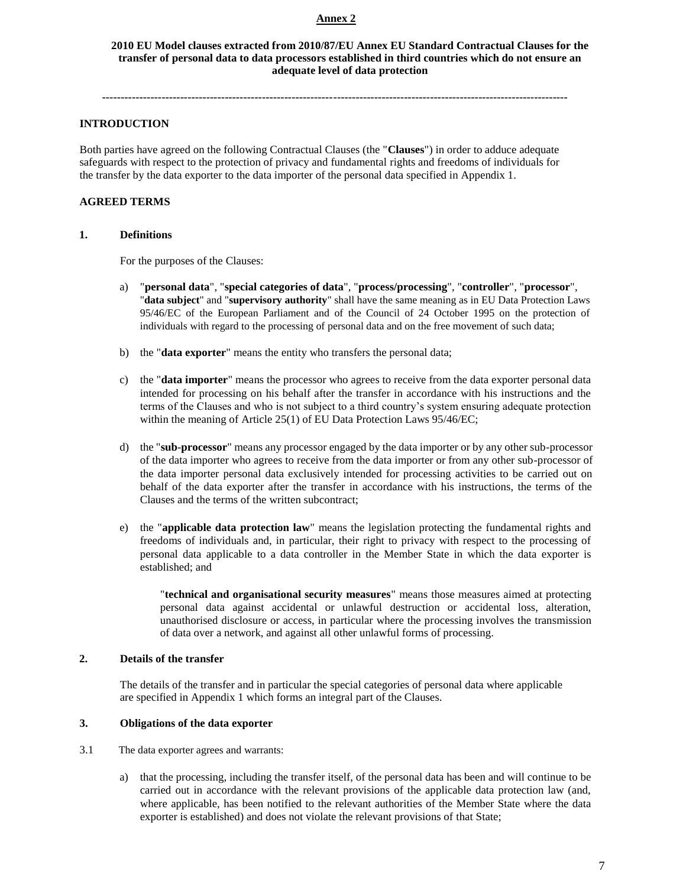**Annex 2**

**2010 EU Model clauses extracted from 2010/87/EU Annex EU Standard Contractual Clauses for the transfer of personal data to data processors established in third countries which do not ensure an adequate level of data protection**

---

**INTRODUCTION**

Both parties have agreed on the following Contractual Clauses (the "**Clauses**") in order to adduce adequate safeguards with respect to the protection of privacy and fundamental rights and freedoms of individuals for the transfer by the data exporter to the data importer of the personal data specified in Appendix 1.

**AGREED TERMS**

**1. Definitions**

For the purposes of the Clauses:

a) "**personal data**", "**special categories of data**", "**process/processing**", "**controller**", "**processor**", "**data subject**" and "**supervisory authority**" shall have the same meaning as in EU Data Protection Laws 95/46/EC of the European Parliament and of the Council of 24 October 1995 on the protection of individuals with regard to the processing of personal data and on the free movement of such data;

b) the "**data exporter**" means the entity who transfers the personal data;

c) the "**data importer**" means the processor who agrees to receive from the data exporter personal data intended for processing on his behalf after the transfer in accordance with his instructions and the terms of the Clauses and who is not subject to a third country's system ensuring adequate protection within the meaning of Article 25(1) of EU Data Protection Laws 95/46/EC;

d) the "**sub-processor**" means any processor engaged by the data importer or by any other sub-processor of the data importer who agrees to receive from the data importer or from any other sub-processor of the data importer personal data exclusively intended for processing activities to be carried out on behalf of the data exporter after the transfer in accordance with his instructions, the terms of the Clauses and the terms of the written subcontract;

e) the "**applicable data protection law**" means the legislation protecting the fundamental rights and freedoms of individuals and, in particular, their right to privacy with respect to the processing of personal data applicable to a data controller in the Member State in which the data exporter is established; and

"**technical and organisational security measures**" means those measures aimed at protecting personal data against accidental or unlawful destruction or accidental loss, alteration, unauthorised disclosure or access, in particular where the processing involves the transmission of data over a network, and against all other unlawful forms of processing.

**2. Details of the transfer**

The details of the transfer and in particular the special categories of personal data where applicable are specified in Appendix 1 which forms an integral part of the Clauses.

**3. Obligations of the data exporter**

3.1 The data exporter agrees and warrants:

a) that the processing, including the transfer itself, of the personal data has been and will continue to be carried out in accordance with the relevant provisions of the applicable data protection law (and, where applicable, has been notified to the relevant authorities of the Member State where the data exporter is established) and does not violate the relevant provisions of that State;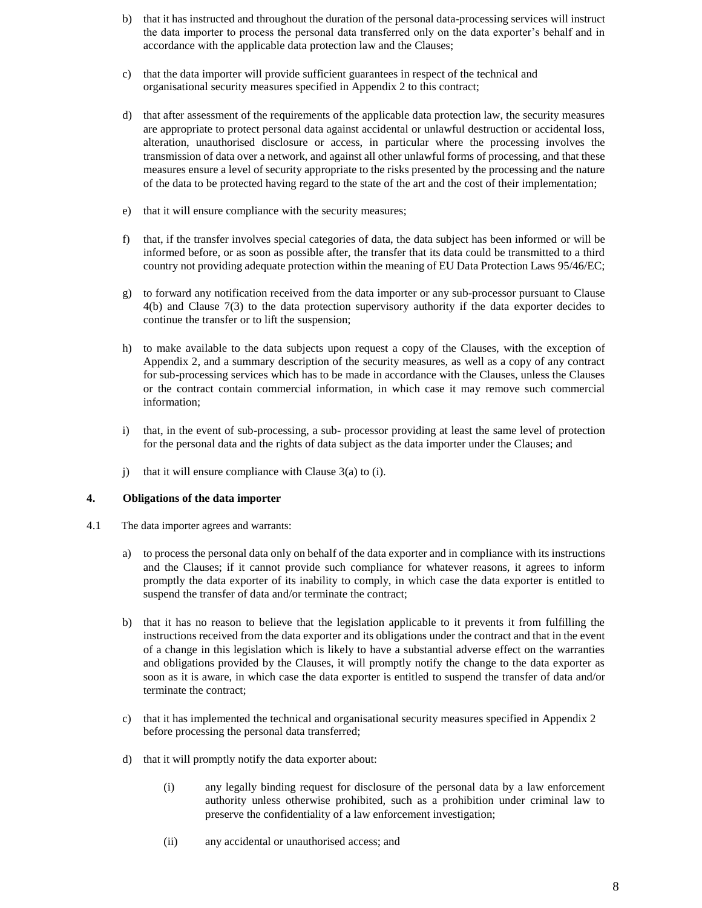b) that it has instructed and throughout the duration of the personal data-processing services will instruct the data importer to process the personal data transferred only on the data exporter's behalf and in accordance with the applicable data protection law and the Clauses;

c) that the data importer will provide sufficient guarantees in respect of the technical and organisational security measures specified in Appendix 2 to this contract;

d) that after assessment of the requirements of the applicable data protection law, the security measures are appropriate to protect personal data against accidental or unlawful destruction or accidental loss, alteration, unauthorised disclosure or access, in particular where the processing involves the transmission of data over a network, and against all other unlawful forms of processing, and that these measures ensure a level of security appropriate to the risks presented by the processing and the nature of the data to be protected having regard to the state of the art and the cost of their implementation;

e) that it will ensure compliance with the security measures;

f) that, if the transfer involves special categories of data, the data subject has been informed or will be informed before, or as soon as possible after, the transfer that its data could be transmitted to a third country not providing adequate protection within the meaning of EU Data Protection Laws 95/46/EC;

g) to forward any notification received from the data importer or any sub-processor pursuant to Clause 4(b) and Clause 7(3) to the data protection supervisory authority if the data exporter decides to continue the transfer or to lift the suspension;

h) to make available to the data subjects upon request a copy of the Clauses, with the exception of Appendix 2, and a summary description of the security measures, as well as a copy of any contract for sub-processing services which has to be made in accordance with the Clauses, unless the Clauses or the contract contain commercial information, in which case it may remove such commercial information;

i) that, in the event of sub-processing, a sub- processor providing at least the same level of protection for the personal data and the rights of data subject as the data importer under the Clauses; and

j) that it will ensure compliance with Clause 3(a) to (i).

## 4. Obligations of the data importer

4.1 The data importer agrees and warrants:

a) to process the personal data only on behalf of the data exporter and in compliance with its instructions and the Clauses; if it cannot provide such compliance for whatever reasons, it agrees to inform promptly the data exporter of its inability to comply, in which case the data exporter is entitled to suspend the transfer of data and/or terminate the contract;

b) that it has no reason to believe that the legislation applicable to it prevents it from fulfilling the instructions received from the data exporter and its obligations under the contract and that in the event of a change in this legislation which is likely to have a substantial adverse effect on the warranties and obligations provided by the Clauses, it will promptly notify the change to the data exporter as soon as it is aware, in which case the data exporter is entitled to suspend the transfer of data and/or terminate the contract;

c) that it has implemented the technical and organisational security measures specified in Appendix 2 before processing the personal data transferred;

d) that it will promptly notify the data exporter about:

(i) any legally binding request for disclosure of the personal data by a law enforcement authority unless otherwise prohibited, such as a prohibition under criminal law to preserve the confidentiality of a law enforcement investigation;

(ii) any accidental or unauthorised access; and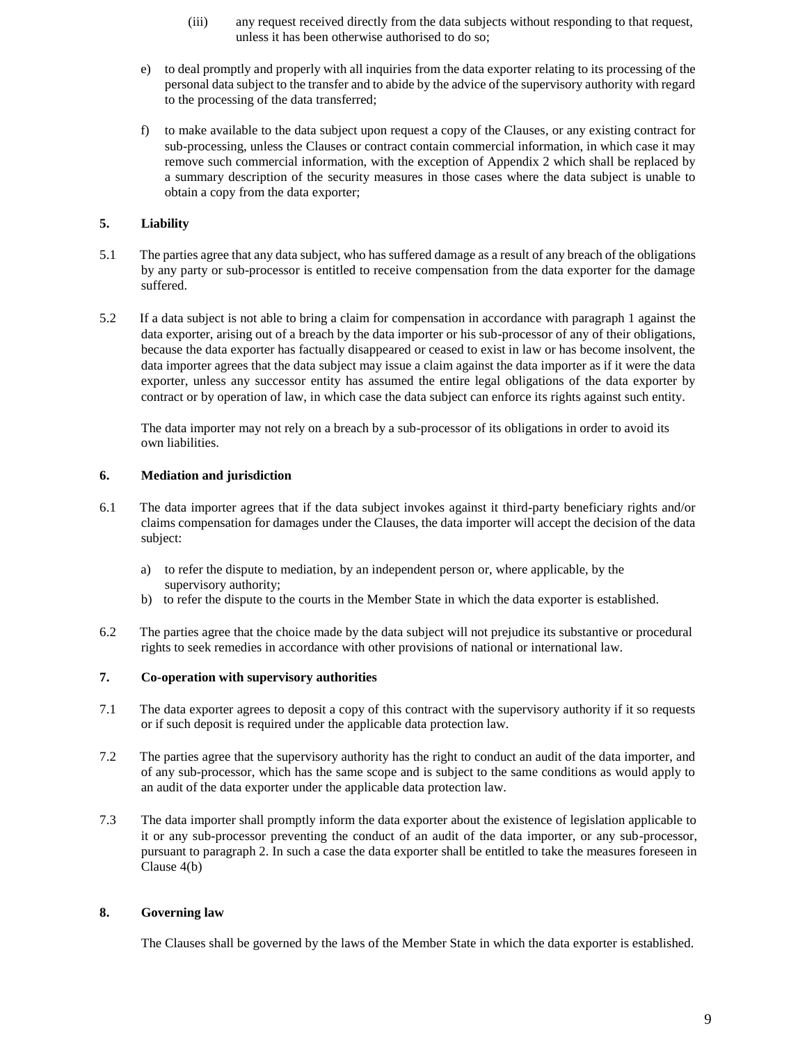(iii) any request received directly from the data subjects without responding to that request, unless it has been otherwise authorised to do so;

e) to deal promptly and properly with all inquiries from the data exporter relating to its processing of the personal data subject to the transfer and to abide by the advice of the supervisory authority with regard to the processing of the data transferred;

f) to make available to the data subject upon request a copy of the Clauses, or any existing contract for sub-processing, unless the Clauses or contract contain commercial information, in which case it may remove such commercial information, with the exception of Appendix 2 which shall be replaced by a summary description of the security measures in those cases where the data subject is unable to obtain a copy from the data exporter;

**5. Liability**

5.1 The parties agree that any data subject, who has suffered damage as a result of any breach of the obligations by any party or sub-processor is entitled to receive compensation from the data exporter for the damage suffered.

5.2 If a data subject is not able to bring a claim for compensation in accordance with paragraph 1 against the data exporter, arising out of a breach by the data importer or his sub-processor of any of their obligations, because the data exporter has factually disappeared or ceased to exist in law or has become insolvent, the data importer agrees that the data subject may issue a claim against the data importer as if it were the data exporter, unless any successor entity has assumed the entire legal obligations of the data exporter by contract or by operation of law, in which case the data subject can enforce its rights against such entity.

The data importer may not rely on a breach by a sub-processor of its obligations in order to avoid its own liabilities.

**6. Mediation and jurisdiction**

6.1 The data importer agrees that if the data subject invokes against it third-party beneficiary rights and/or claims compensation for damages under the Clauses, the data importer will accept the decision of the data subject:

a) to refer the dispute to mediation, by an independent person or, where applicable, by the supervisory authority;
b) to refer the dispute to the courts in the Member State in which the data exporter is established.

6.2 The parties agree that the choice made by the data subject will not prejudice its substantive or procedural rights to seek remedies in accordance with other provisions of national or international law.

**7. Co-operation with supervisory authorities**

7.1 The data exporter agrees to deposit a copy of this contract with the supervisory authority if it so requests or if such deposit is required under the applicable data protection law.

7.2 The parties agree that the supervisory authority has the right to conduct an audit of the data importer, and of any sub-processor, which has the same scope and is subject to the same conditions as would apply to an audit of the data exporter under the applicable data protection law.

7.3 The data importer shall promptly inform the data exporter about the existence of legislation applicable to it or any sub-processor preventing the conduct of an audit of the data importer, or any sub-processor, pursuant to paragraph 2. In such a case the data exporter shall be entitled to take the measures foreseen in Clause 4(b)

**8. Governing law**

The Clauses shall be governed by the laws of the Member State in which the data exporter is established.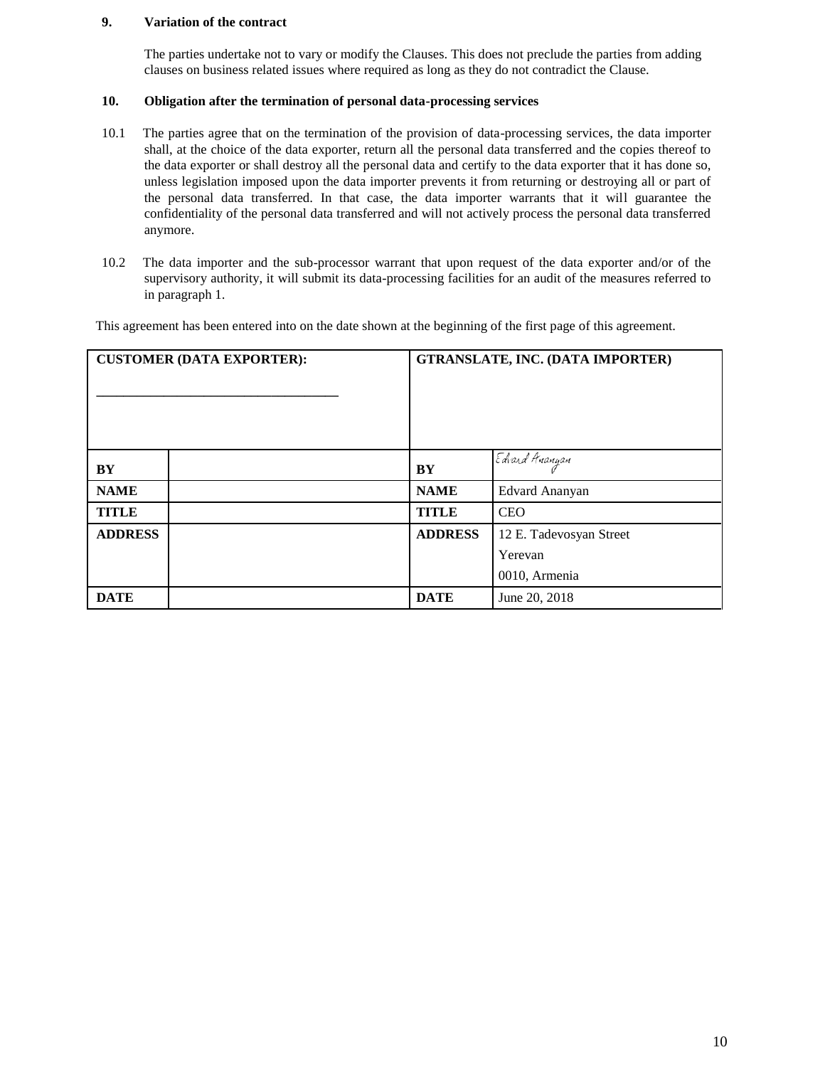**9. Variation of the contract**

The parties undertake not to vary or modify the Clauses. This does not preclude the parties from adding clauses on business related issues where required as long as they do not contradict the Clause.

**10. Obligation after the termination of personal data-processing services**

10.1 The parties agree that on the termination of the provision of data-processing services, the data importer shall, at the choice of the data exporter, return all the personal data transferred and the copies thereof to the data exporter or shall destroy all the personal data and certify to the data exporter that it has done so, unless legislation imposed upon the data importer prevents it from returning or destroying all or part of the personal data transferred. In that case, the data importer warrants that it will guarantee the confidentiality of the personal data transferred and will not actively process the personal data transferred anymore.

10.2 The data importer and the sub-processor warrant that upon request of the data exporter and/or of the supervisory authority, it will submit its data-processing facilities for an audit of the measures referred to in paragraph 1.

This agreement has been entered into on the date shown at the beginning of the first page of this agreement.

| **CUSTOMER (DATA EXPORTER):** ___________________________________ | | **GTRANSLATE, INC. (DATA IMPORTER)** | |
|---|---|---|---|
| **BY** | | **BY** | Edvard Ananyan |
| **NAME** | | **NAME** | Edvard Ananyan |
| **TITLE** | | **TITLE** | CEO |
| **ADDRESS** | | **ADDRESS** | 12 E. Tadevosyan Street<br>Yerevan<br>0010, Armenia |
| **DATE** | | **DATE** | June 20, 2018 |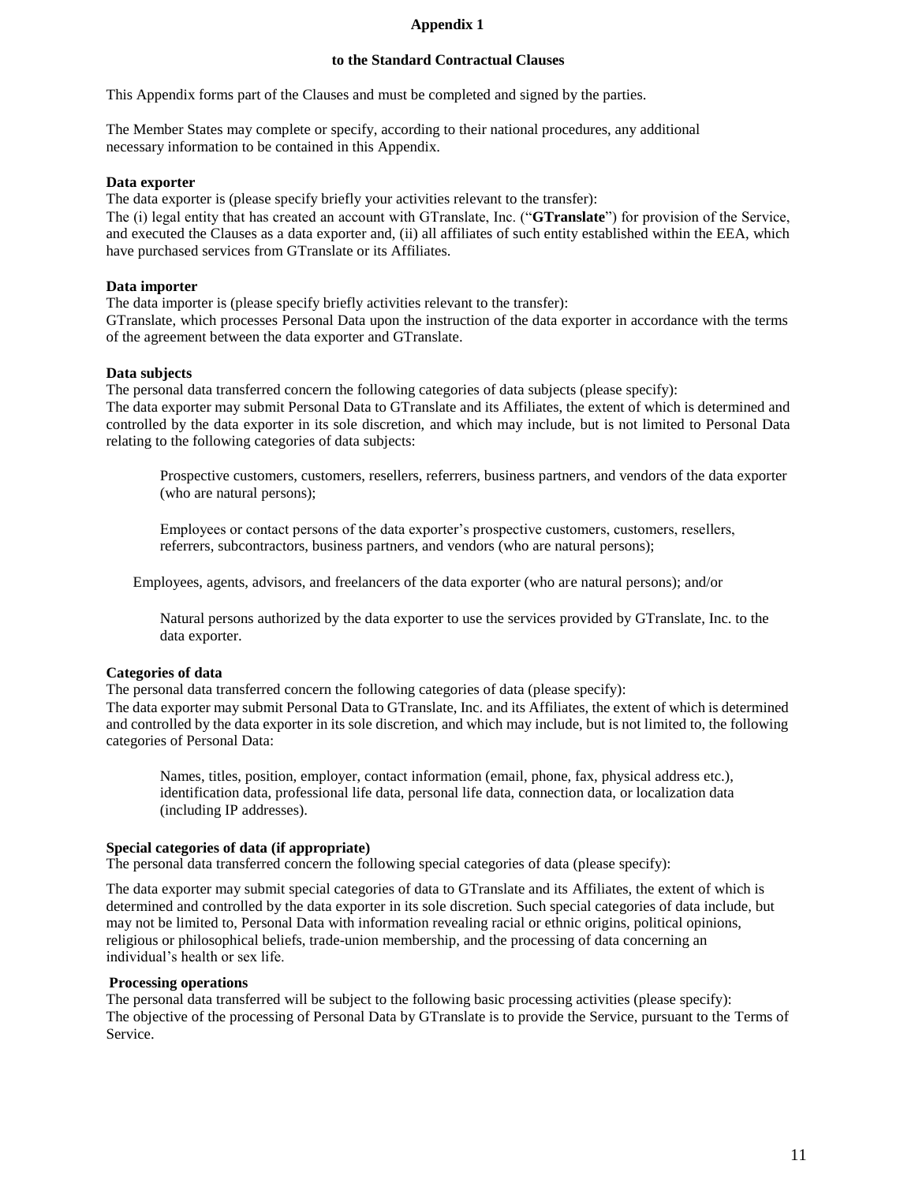# Appendix 1

## to the Standard Contractual Clauses

This Appendix forms part of the Clauses and must be completed and signed by the parties.

The Member States may complete or specify, according to their national procedures, any additional necessary information to be contained in this Appendix.

**Data exporter**

The data exporter is (please specify briefly your activities relevant to the transfer):
The (i) legal entity that has created an account with GTranslate, Inc. ("**GTranslate**") for provision of the Service, and executed the Clauses as a data exporter and, (ii) all affiliates of such entity established within the EEA, which have purchased services from GTranslate or its Affiliates.

**Data importer**

The data importer is (please specify briefly activities relevant to the transfer):
GTranslate, which processes Personal Data upon the instruction of the data exporter in accordance with the terms of the agreement between the data exporter and GTranslate.

**Data subjects**

The personal data transferred concern the following categories of data subjects (please specify):
The data exporter may submit Personal Data to GTranslate and its Affiliates, the extent of which is determined and controlled by the data exporter in its sole discretion, and which may include, but is not limited to Personal Data relating to the following categories of data subjects:

> Prospective customers, customers, resellers, referrers, business partners, and vendors of the data exporter (who are natural persons);
>
> Employees or contact persons of the data exporter's prospective customers, customers, resellers, referrers, subcontractors, business partners, and vendors (who are natural persons);
>
> Employees, agents, advisors, and freelancers of the data exporter (who are natural persons); and/or
>
> Natural persons authorized by the data exporter to use the services provided by GTranslate, Inc. to the data exporter.

**Categories of data**

The personal data transferred concern the following categories of data (please specify):
The data exporter may submit Personal Data to GTranslate, Inc. and its Affiliates, the extent of which is determined and controlled by the data exporter in its sole discretion, and which may include, but is not limited to, the following categories of Personal Data:

> Names, titles, position, employer, contact information (email, phone, fax, physical address etc.), identification data, professional life data, personal life data, connection data, or localization data (including IP addresses).

**Special categories of data (if appropriate)**

The personal data transferred concern the following special categories of data (please specify):

The data exporter may submit special categories of data to GTranslate and its Affiliates, the extent of which is determined and controlled by the data exporter in its sole discretion. Such special categories of data include, but may not be limited to, Personal Data with information revealing racial or ethnic origins, political opinions, religious or philosophical beliefs, trade-union membership, and the processing of data concerning an individual's health or sex life.

**Processing operations**

The personal data transferred will be subject to the following basic processing activities (please specify):
The objective of the processing of Personal Data by GTranslate is to provide the Service, pursuant to the Terms of Service.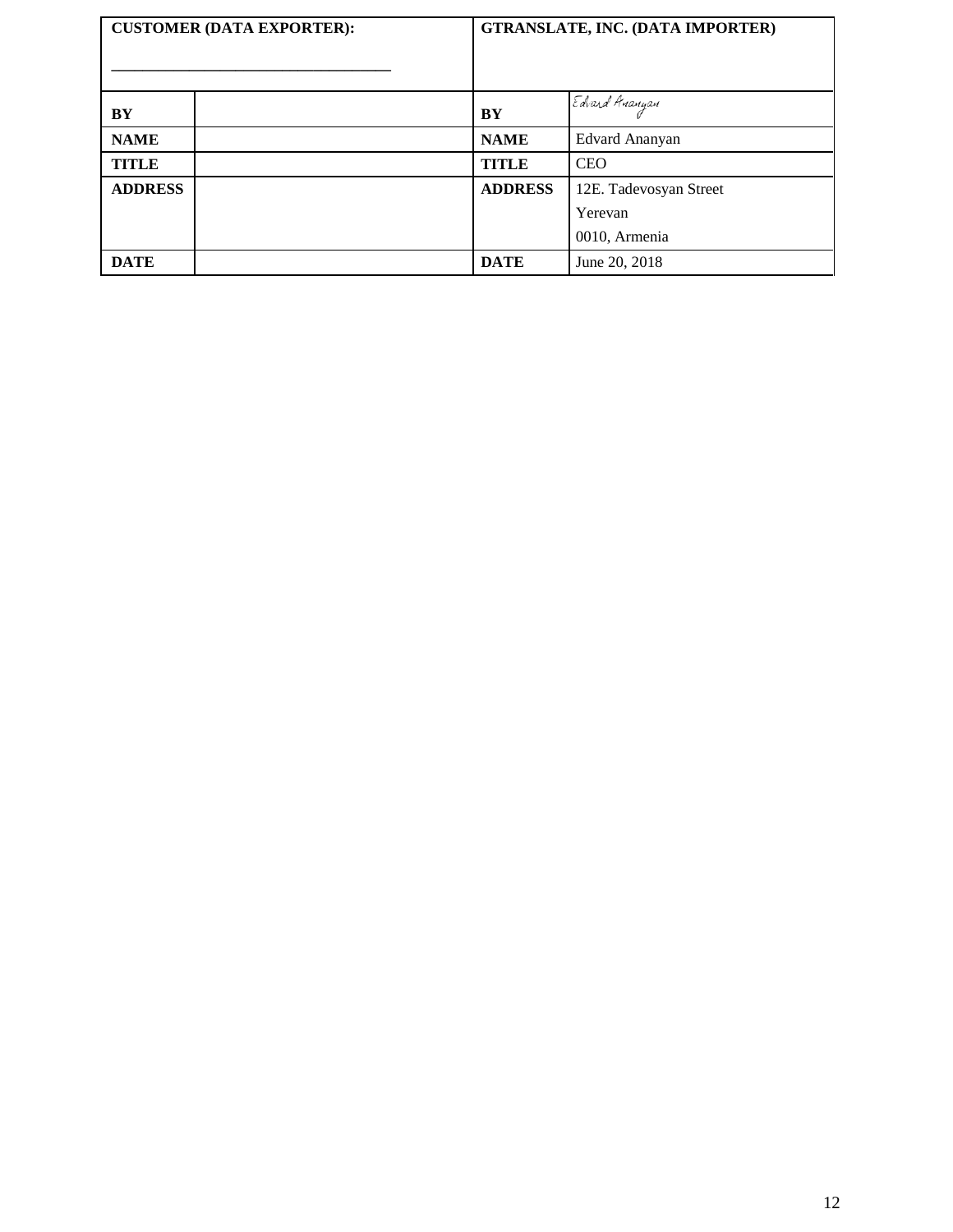| CUSTOMER (DATA EXPORTER): ______________________________ | | GTRANSLATE, INC. (DATA IMPORTER) | |
|---|---|---|---|
| **BY** | | **BY** | Edvard Ananyan |
| **NAME** | | **NAME** | Edvard Ananyan |
| **TITLE** | | **TITLE** | CEO |
| **ADDRESS** | | **ADDRESS** | 12E. Tadevosyan Street<br>Yerevan<br>0010, Armenia |
| **DATE** | | **DATE** | June 20, 2018 |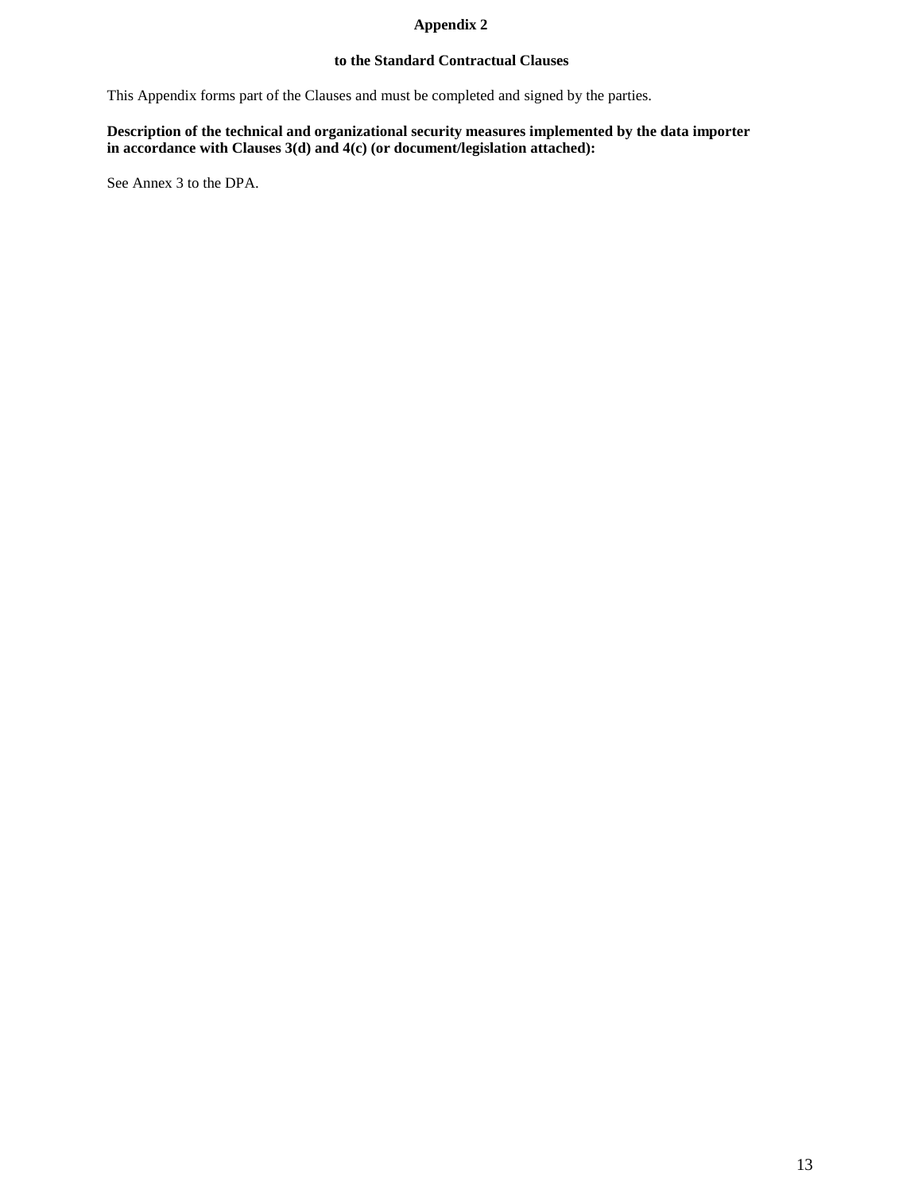# Appendix 2

## to the Standard Contractual Clauses

This Appendix forms part of the Clauses and must be completed and signed by the parties.

**Description of the technical and organizational security measures implemented by the data importer in accordance with Clauses 3(d) and 4(c) (or document/legislation attached):**

See Annex 3 to the DPA.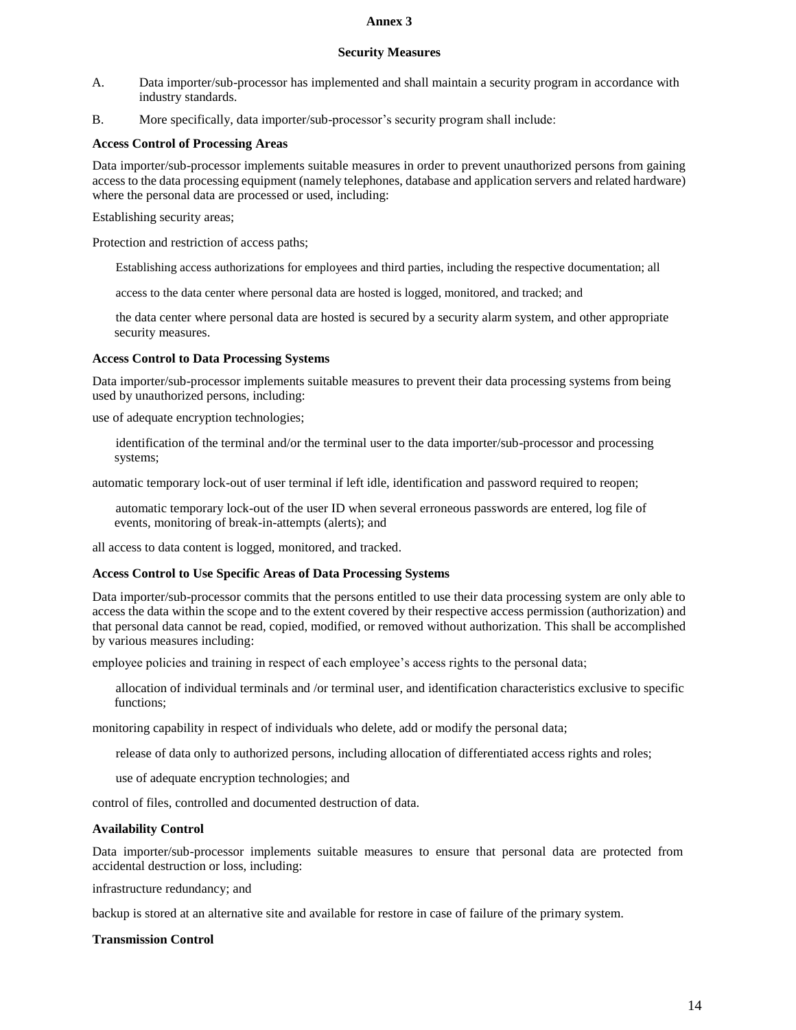**Annex 3**

**Security Measures**

A. Data importer/sub-processor has implemented and shall maintain a security program in accordance with industry standards.

B. More specifically, data importer/sub-processor's security program shall include:

**Access Control of Processing Areas**

Data importer/sub-processor implements suitable measures in order to prevent unauthorized persons from gaining access to the data processing equipment (namely telephones, database and application servers and related hardware) where the personal data are processed or used, including:

Establishing security areas;

Protection and restriction of access paths;

Establishing access authorizations for employees and third parties, including the respective documentation; all

access to the data center where personal data are hosted is logged, monitored, and tracked; and

the data center where personal data are hosted is secured by a security alarm system, and other appropriate security measures.

**Access Control to Data Processing Systems**

Data importer/sub-processor implements suitable measures to prevent their data processing systems from being used by unauthorized persons, including:

use of adequate encryption technologies;

identification of the terminal and/or the terminal user to the data importer/sub-processor and processing systems;

automatic temporary lock-out of user terminal if left idle, identification and password required to reopen;

automatic temporary lock-out of the user ID when several erroneous passwords are entered, log file of events, monitoring of break-in-attempts (alerts); and

all access to data content is logged, monitored, and tracked.

**Access Control to Use Specific Areas of Data Processing Systems**

Data importer/sub-processor commits that the persons entitled to use their data processing system are only able to access the data within the scope and to the extent covered by their respective access permission (authorization) and that personal data cannot be read, copied, modified, or removed without authorization. This shall be accomplished by various measures including:

employee policies and training in respect of each employee's access rights to the personal data;

allocation of individual terminals and /or terminal user, and identification characteristics exclusive to specific functions;

monitoring capability in respect of individuals who delete, add or modify the personal data;

release of data only to authorized persons, including allocation of differentiated access rights and roles;

use of adequate encryption technologies; and

control of files, controlled and documented destruction of data.

**Availability Control**

Data importer/sub-processor implements suitable measures to ensure that personal data are protected from accidental destruction or loss, including:

infrastructure redundancy; and

backup is stored at an alternative site and available for restore in case of failure of the primary system.

**Transmission Control**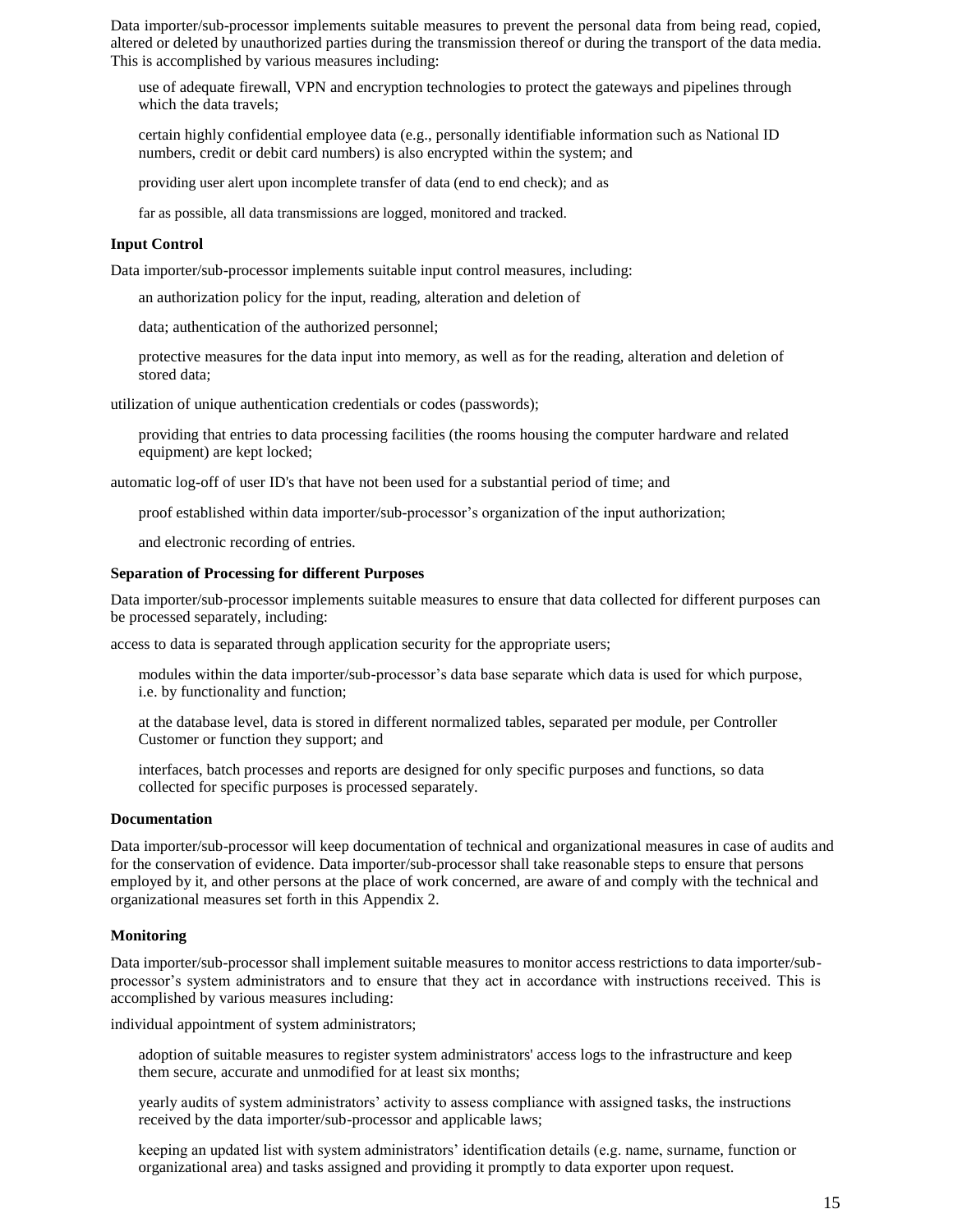Data importer/sub-processor implements suitable measures to prevent the personal data from being read, copied, altered or deleted by unauthorized parties during the transmission thereof or during the transport of the data media. This is accomplished by various measures including:

use of adequate firewall, VPN and encryption technologies to protect the gateways and pipelines through which the data travels;

certain highly confidential employee data (e.g., personally identifiable information such as National ID numbers, credit or debit card numbers) is also encrypted within the system; and

providing user alert upon incomplete transfer of data (end to end check); and as

far as possible, all data transmissions are logged, monitored and tracked.

**Input Control**

Data importer/sub-processor implements suitable input control measures, including:

an authorization policy for the input, reading, alteration and deletion of

data; authentication of the authorized personnel;

protective measures for the data input into memory, as well as for the reading, alteration and deletion of stored data;

utilization of unique authentication credentials or codes (passwords);

providing that entries to data processing facilities (the rooms housing the computer hardware and related equipment) are kept locked;

automatic log-off of user ID's that have not been used for a substantial period of time; and

proof established within data importer/sub-processor's organization of the input authorization;

and electronic recording of entries.

**Separation of Processing for different Purposes**

Data importer/sub-processor implements suitable measures to ensure that data collected for different purposes can be processed separately, including:

access to data is separated through application security for the appropriate users;

modules within the data importer/sub-processor's data base separate which data is used for which purpose, i.e. by functionality and function;

at the database level, data is stored in different normalized tables, separated per module, per Controller Customer or function they support; and

interfaces, batch processes and reports are designed for only specific purposes and functions, so data collected for specific purposes is processed separately.

**Documentation**

Data importer/sub-processor will keep documentation of technical and organizational measures in case of audits and for the conservation of evidence. Data importer/sub-processor shall take reasonable steps to ensure that persons employed by it, and other persons at the place of work concerned, are aware of and comply with the technical and organizational measures set forth in this Appendix 2.

**Monitoring**

Data importer/sub-processor shall implement suitable measures to monitor access restrictions to data importer/sub-processor's system administrators and to ensure that they act in accordance with instructions received. This is accomplished by various measures including:

individual appointment of system administrators;

adoption of suitable measures to register system administrators' access logs to the infrastructure and keep them secure, accurate and unmodified for at least six months;

yearly audits of system administrators' activity to assess compliance with assigned tasks, the instructions received by the data importer/sub-processor and applicable laws;

keeping an updated list with system administrators' identification details (e.g. name, surname, function or organizational area) and tasks assigned and providing it promptly to data exporter upon request.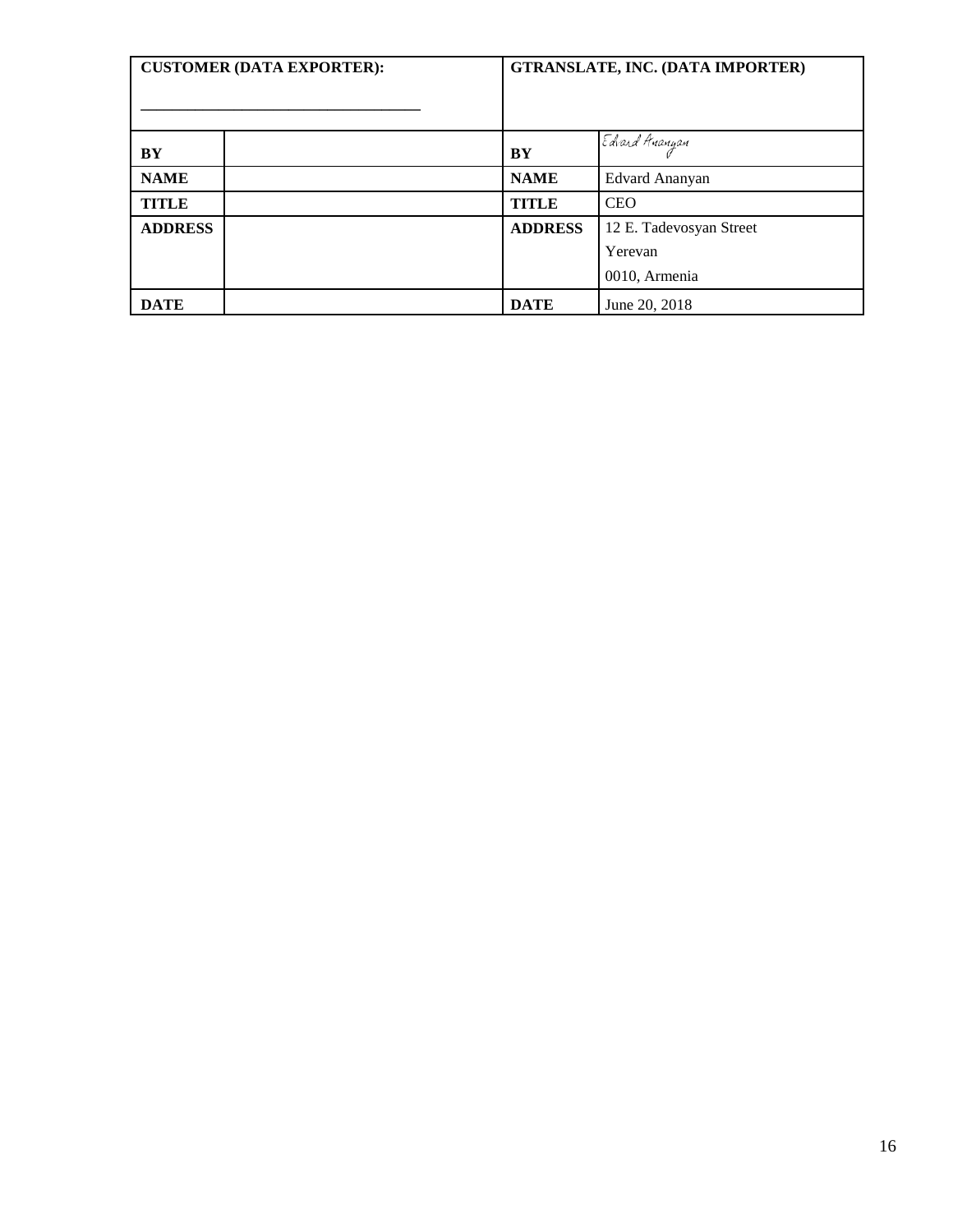| CUSTOMER (DATA EXPORTER): ___________________________________ | | GTRANSLATE, INC. (DATA IMPORTER) | |
|---|---|---|---|
| **BY** | | **BY** | Edvard Ananyan |
| **NAME** | | **NAME** | Edvard Ananyan |
| **TITLE** | | **TITLE** | CEO |
| **ADDRESS** | | **ADDRESS** | 12 E. Tadevosyan Street<br>Yerevan<br>0010, Armenia |
| **DATE** | | **DATE** | June 20, 2018 |